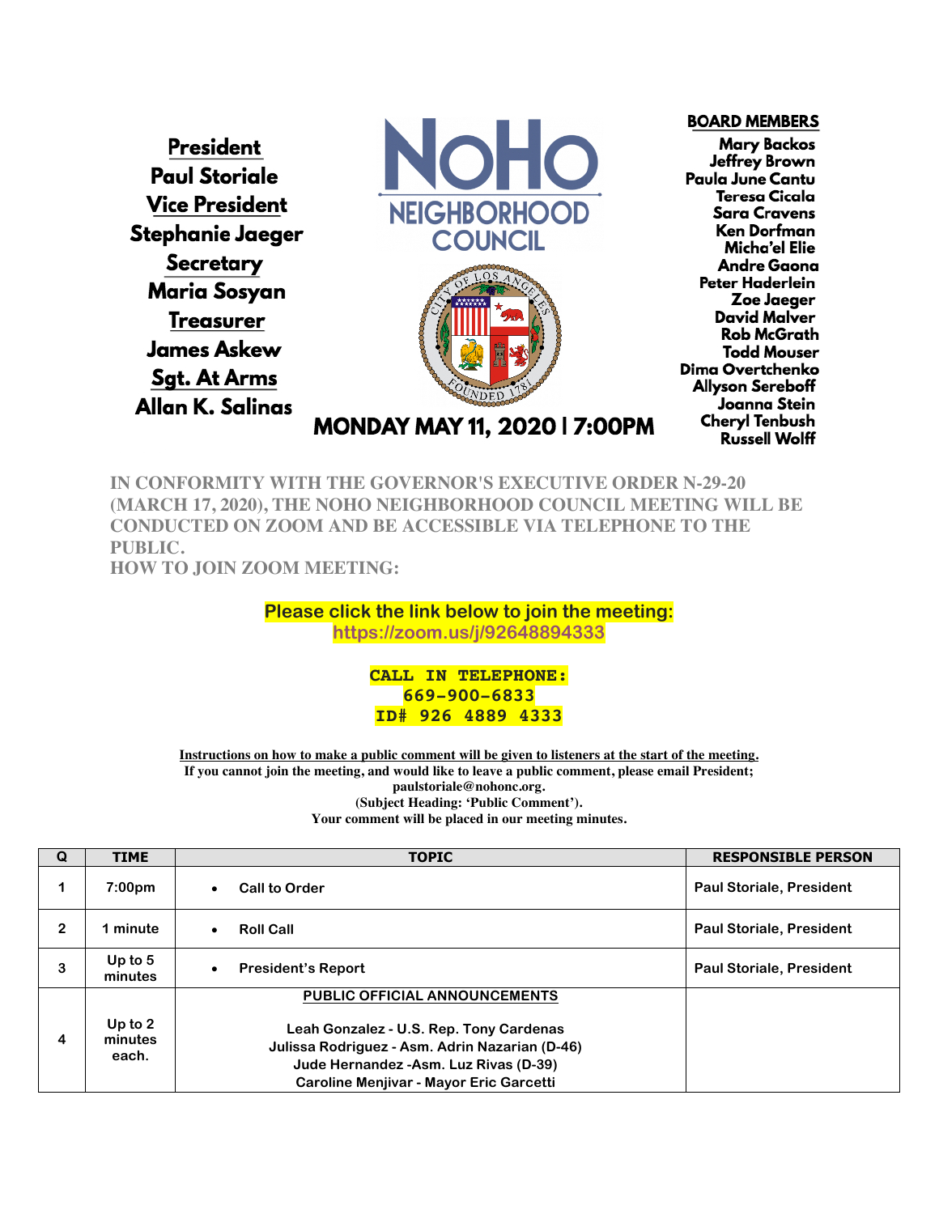**President**
**Paul Storiale**
**Vice President**
**Stephanie Jaeger**
**Secretary**
**Maria Sosyan**
**Treasurer**
**James Askew**
**Sgt. At Arms**
**Allan K. Salinas**

# NoHo NEIGHBORHOOD COUNCIL

**MONDAY MAY 11, 2020 I 7:00PM**

**BOARD MEMBERS**
Mary Backos
Jeffrey Brown
Paula June Cantu
Teresa Cicala
Sara Cravens
Ken Dorfman
Micha'el Elie
Andre Gaona
Peter Haderlein
Zoe Jaeger
David Malver
Rob McGrath
Todd Mouser
Dima Overtchenko
Allyson Sereboff
Joanna Stein
Cheryl Tenbush
Russell Wolff

**IN CONFORMITY WITH THE GOVERNOR'S EXECUTIVE ORDER N-29-20 (MARCH 17, 2020), THE NOHO NEIGHBORHOOD COUNCIL MEETING WILL BE CONDUCTED ON ZOOM AND BE ACCESSIBLE VIA TELEPHONE TO THE PUBLIC.**
**HOW TO JOIN ZOOM MEETING:**

**Please click the link below to join the meeting:**
**https://zoom.us/j/92648894333**

**CALL IN TELEPHONE:**
**669-900-6833**
**ID# 926 4889 4333**

**Instructions on how to make a public comment will be given to listeners at the start of the meeting.**
**If you cannot join the meeting, and would like to leave a public comment, please email President; paulstoriale@nohonc.org.**
**(Subject Heading: 'Public Comment').**
**Your comment will be placed in our meeting minutes.**

| Q | TIME | TOPIC | RESPONSIBLE PERSON |
|---|---|---|---|
| 1 | 7:00pm | • Call to Order | Paul Storiale, President |
| 2 | 1 minute | • Roll Call | Paul Storiale, President |
| 3 | Up to 5 minutes | • President's Report | Paul Storiale, President |
| 4 | Up to 2 minutes each. | **PUBLIC OFFICIAL ANNOUNCEMENTS**<br><br>Leah Gonzalez - U.S. Rep. Tony Cardenas<br>Julissa Rodriguez - Asm. Adrin Nazarian (D-46)<br>Jude Hernandez -Asm. Luz Rivas (D-39)<br>Caroline Menjivar - Mayor Eric Garcetti | |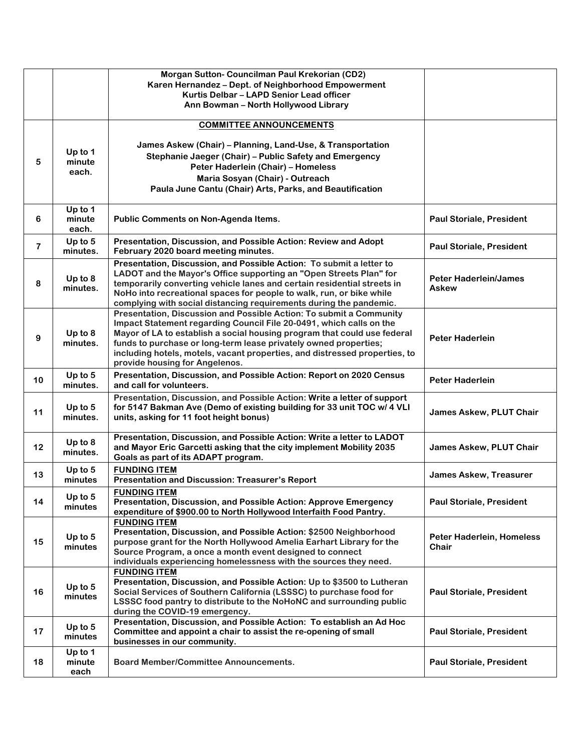| | | | |
|---|---|---|---|
| | | Morgan Sutton- Councilman Paul Krekorian (CD2)<br>Karen Hernandez – Dept. of Neighborhood Empowerment<br>Kurtis Delbar – LAPD Senior Lead officer<br>Ann Bowman – North Hollywood Library | |
| 5 | Up to 1 minute each. | **COMMITTEE ANNOUNCEMENTS**<br><br>James Askew (Chair) – Planning, Land-Use, & Transportation<br>Stephanie Jaeger (Chair) – Public Safety and Emergency<br>Peter Haderlein (Chair) – Homeless<br>Maria Sosyan (Chair) - Outreach<br>Paula June Cantu (Chair) Arts, Parks, and Beautification | |
| 6 | Up to 1 minute each. | Public Comments on Non-Agenda Items. | Paul Storiale, President |
| 7 | Up to 5 minutes. | Presentation, Discussion, and Possible Action: Review and Adopt February 2020 board meeting minutes. | Paul Storiale, President |
| 8 | Up to 8 minutes. | Presentation, Discussion, and Possible Action: To submit a letter to LADOT and the Mayor's Office supporting an "Open Streets Plan" for temporarily converting vehicle lanes and certain residential streets in NoHo into recreational spaces for people to walk, run, or bike while complying with social distancing requirements during the pandemic. | Peter Haderlein/James Askew |
| 9 | Up to 8 minutes. | Presentation, Discussion and Possible Action: To submit a Community Impact Statement regarding Council File 20-0491, which calls on the Mayor of LA to establish a social housing program that could use federal funds to purchase or long-term lease privately owned properties; including hotels, motels, vacant properties, and distressed properties, to provide housing for Angelenos. | Peter Haderlein |
| 10 | Up to 5 minutes. | Presentation, Discussion, and Possible Action: Report on 2020 Census and call for volunteers. | Peter Haderlein |
| 11 | Up to 5 minutes. | Presentation, Discussion, and Possible Action: Write a letter of support for 5147 Bakman Ave (Demo of existing building for 33 unit TOC w/ 4 VLI units, asking for 11 foot height bonus) | James Askew, PLUT Chair |
| 12 | Up to 8 minutes. | Presentation, Discussion, and Possible Action: Write a letter to LADOT and Mayor Eric Garcetti asking that the city implement Mobility 2035 Goals as part of its ADAPT program. | James Askew, PLUT Chair |
| 13 | Up to 5 minutes | **FUNDING ITEM**<br>Presentation and Discussion: Treasurer's Report | James Askew, Treasurer |
| 14 | Up to 5 minutes | **FUNDING ITEM**<br>Presentation, Discussion, and Possible Action: Approve Emergency expenditure of $900.00 to North Hollywood Interfaith Food Pantry. | Paul Storiale, President |
| 15 | Up to 5 minutes | **FUNDING ITEM**<br>Presentation, Discussion, and Possible Action: $2500 Neighborhood purpose grant for the North Hollywood Amelia Earhart Library for the Source Program, a once a month event designed to connect individuals experiencing homelessness with the sources they need. | Peter Haderlein, Homeless Chair |
| 16 | Up to 5 minutes | **FUNDING ITEM**<br>Presentation, Discussion, and Possible Action: Up to $3500 to Lutheran Social Services of Southern California (LSSSC) to purchase food for LSSSC food pantry to distribute to the NoHoNC and surrounding public during the COVID-19 emergency. | Paul Storiale, President |
| 17 | Up to 5 minutes | Presentation, Discussion, and Possible Action: To establish an Ad Hoc Committee and appoint a chair to assist the re-opening of small businesses in our community. | Paul Storiale, President |
| 18 | Up to 1 minute each | Board Member/Committee Announcements. | Paul Storiale, President |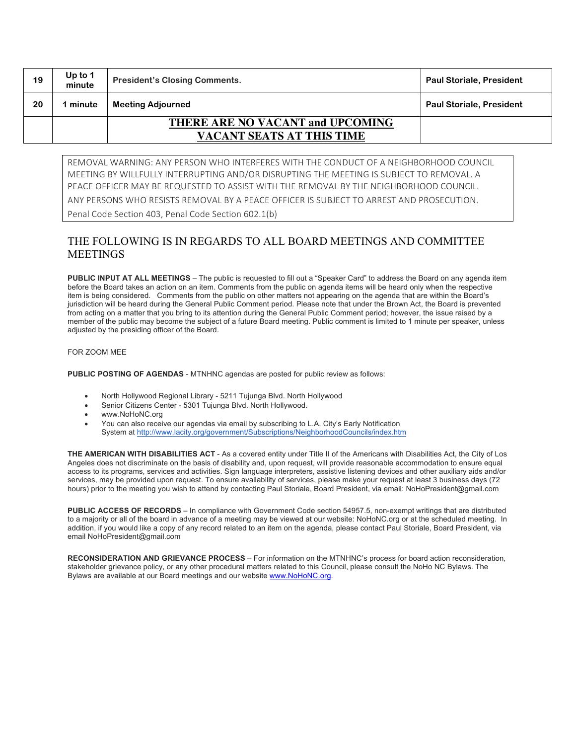| | | | |
|---|---|---|---|
| **19** | **Up to 1 minute** | **President's Closing Comments.** | **Paul Storiale, President** |
| **20** | **1 minute** | **Meeting Adjourned** | **Paul Storiale, President** |
| | | **THERE ARE NO VACANT and UPCOMING VACANT SEATS AT THIS TIME** | |

REMOVAL WARNING: ANY PERSON WHO INTERFERES WITH THE CONDUCT OF A NEIGHBORHOOD COUNCIL MEETING BY WILLFULLY INTERRUPTING AND/OR DISRUPTING THE MEETING IS SUBJECT TO REMOVAL. A PEACE OFFICER MAY BE REQUESTED TO ASSIST WITH THE REMOVAL BY THE NEIGHBORHOOD COUNCIL. ANY PERSONS WHO RESISTS REMOVAL BY A PEACE OFFICER IS SUBJECT TO ARREST AND PROSECUTION. Penal Code Section 403, Penal Code Section 602.1(b)

## THE FOLLOWING IS IN REGARDS TO ALL BOARD MEETINGS AND COMMITTEE MEETINGS

**PUBLIC INPUT AT ALL MEETINGS** – The public is requested to fill out a "Speaker Card" to address the Board on any agenda item before the Board takes an action on an item. Comments from the public on agenda items will be heard only when the respective item is being considered. Comments from the public on other matters not appearing on the agenda that are within the Board's jurisdiction will be heard during the General Public Comment period. Please note that under the Brown Act, the Board is prevented from acting on a matter that you bring to its attention during the General Public Comment period; however, the issue raised by a member of the public may become the subject of a future Board meeting. Public comment is limited to 1 minute per speaker, unless adjusted by the presiding officer of the Board.

FOR ZOOM MEE

**PUBLIC POSTING OF AGENDAS** - MTNHNC agendas are posted for public review as follows:

- North Hollywood Regional Library - 5211 Tujunga Blvd. North Hollywood
- Senior Citizens Center - 5301 Tujunga Blvd. North Hollywood.
- www.NoHoNC.org
- You can also receive our agendas via email by subscribing to L.A. City's Early Notification System at http://www.lacity.org/government/Subscriptions/NeighborhoodCouncils/index.htm

**THE AMERICAN WITH DISABILITIES ACT** - As a covered entity under Title II of the Americans with Disabilities Act, the City of Los Angeles does not discriminate on the basis of disability and, upon request, will provide reasonable accommodation to ensure equal access to its programs, services and activities. Sign language interpreters, assistive listening devices and other auxiliary aids and/or services, may be provided upon request. To ensure availability of services, please make your request at least 3 business days (72 hours) prior to the meeting you wish to attend by contacting Paul Storiale, Board President, via email: NoHoPresident@gmail.com

**PUBLIC ACCESS OF RECORDS** – In compliance with Government Code section 54957.5, non-exempt writings that are distributed to a majority or all of the board in advance of a meeting may be viewed at our website: NoHoNC.org or at the scheduled meeting. In addition, if you would like a copy of any record related to an item on the agenda, please contact Paul Storiale, Board President, via email NoHoPresident@gmail.com

**RECONSIDERATION AND GRIEVANCE PROCESS** – For information on the MTNHNC's process for board action reconsideration, stakeholder grievance policy, or any other procedural matters related to this Council, please consult the NoHo NC Bylaws. The Bylaws are available at our Board meetings and our website www.NoHoNC.org.